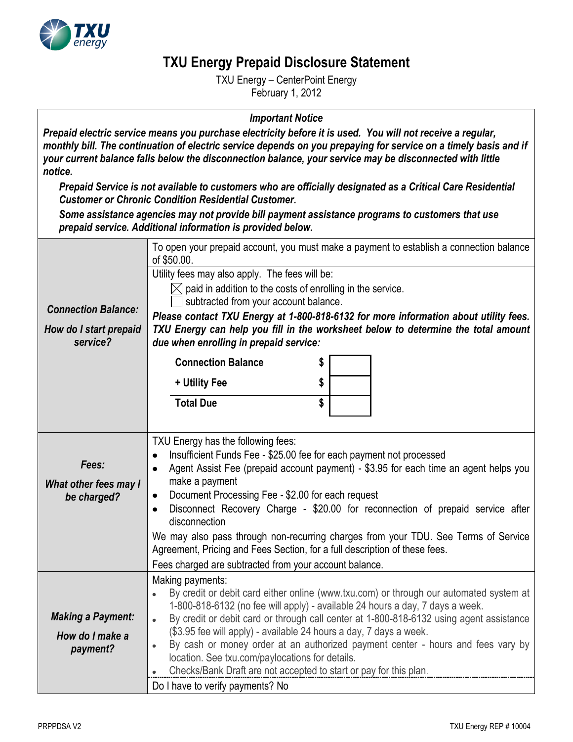# TXU Energy Prepaid Disclosure Statement

TXU Energy – CenterPoint Energy
February 1, 2012

***Important Notice***

***Prepaid electric service means you purchase electricity before it is used. You will not receive a regular, monthly bill. The continuation of electric service depends on you prepaying for service on a timely basis and if your current balance falls below the disconnection balance, your service may be disconnected with little notice.***

***Prepaid Service is not available to customers who are officially designated as a Critical Care Residential Customer or Chronic Condition Residential Customer.***

***Some assistance agencies may not provide bill payment assistance programs to customers that use prepaid service. Additional information is provided below.***

| | |
|---|---|
| ***Connection Balance:*** ***How do I start prepaid service?*** | To open your prepaid account, you must make a payment to establish a connection balance of $50.00.<br><br>Utility fees may also apply. The fees will be:<br>☒ paid in addition to the costs of enrolling in the service.<br>☐ subtracted from your account balance.<br>***Please contact TXU Energy at 1-800-818-6132 for more information about utility fees. TXU Energy can help you fill in the worksheet below to determine the total amount due when enrolling in prepaid service:***<br><br>**Connection Balance** $ ____<br>**+ Utility Fee** $ ____<br>**Total Due** $ ____ |
| ***Fees:*** ***What other fees may I be charged?*** | TXU Energy has the following fees:<br>• Insufficient Funds Fee - $25.00 fee for each payment not processed<br>• Agent Assist Fee (prepaid account payment) - $3.95 for each time an agent helps you make a payment<br>• Document Processing Fee - $2.00 for each request<br>• Disconnect Recovery Charge - $20.00 for reconnection of prepaid service after disconnection<br><br>We may also pass through non-recurring charges from your TDU. See Terms of Service Agreement, Pricing and Fees Section, for a full description of these fees.<br><br>Fees charged are subtracted from your account balance. |
| ***Making a Payment:*** ***How do I make a payment?*** | Making payments:<br>• By credit or debit card either online (www.txu.com) or through our automated system at 1-800-818-6132 (no fee will apply) - available 24 hours a day, 7 days a week.<br>• By credit or debit card or through call center at 1-800-818-6132 using agent assistance ($3.95 fee will apply) - available 24 hours a day, 7 days a week.<br>• By cash or money order at an authorized payment center - hours and fees vary by location. See txu.com/paylocations for details.<br>• Checks/Bank Draft are not accepted to start or pay for this plan.<br><br>Do I have to verify payments? No |

PRPPDSA V2

TXU Energy REP # 10004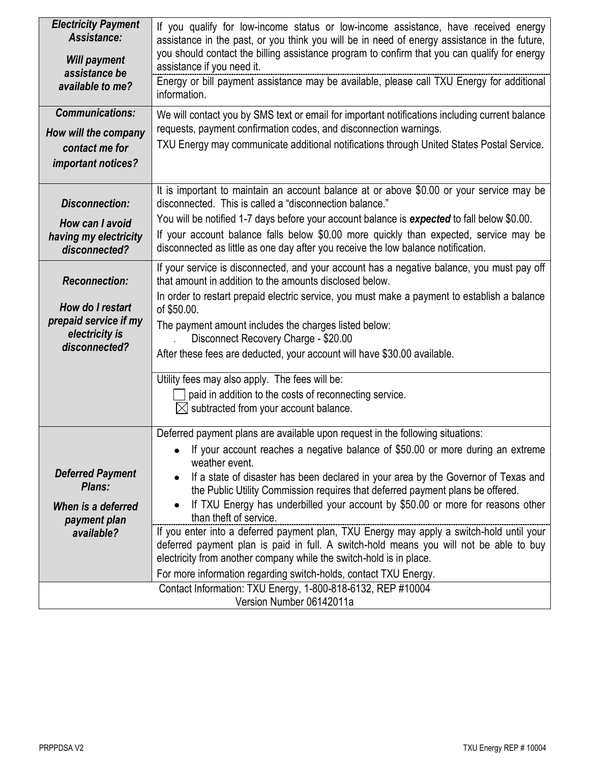| | |
|---|---|
| ***Electricity Payment Assistance:***<br><br>***Will payment assistance be available to me?*** | If you qualify for low-income status or low-income assistance, have received energy assistance in the past, or you think you will be in need of energy assistance in the future, you should contact the billing assistance program to confirm that you can qualify for energy assistance if you need it.<br><br>Energy or bill payment assistance may be available, please call TXU Energy for additional information. |
| ***Communications:***<br><br>***How will the company contact me for important notices?*** | We will contact you by SMS text or email for important notifications including current balance requests, payment confirmation codes, and disconnection warnings.<br>TXU Energy may communicate additional notifications through United States Postal Service. |
| ***Disconnection:***<br><br>***How can I avoid having my electricity disconnected?*** | It is important to maintain an account balance at or above $0.00 or your service may be disconnected. This is called a "disconnection balance."<br>You will be notified 1-7 days before your account balance is ***expected*** to fall below $0.00.<br>If your account balance falls below $0.00 more quickly than expected, service may be disconnected as little as one day after you receive the low balance notification. |
| ***Reconnection:***<br><br>***How do I restart prepaid service if my electricity is disconnected?*** | If your service is disconnected, and your account has a negative balance, you must pay off that amount in addition to the amounts disclosed below.<br>In order to restart prepaid electric service, you must make a payment to establish a balance of $50.00.<br>The payment amount includes the charges listed below:<br>. Disconnect Recovery Charge - $20.00<br>After these fees are deducted, your account will have $30.00 available.<br><br>Utility fees may also apply. The fees will be:<br>☐ paid in addition to the costs of reconnecting service.<br>☒ subtracted from your account balance. |
| ***Deferred Payment Plans:***<br><br>***When is a deferred payment plan available?*** | Deferred payment plans are available upon request in the following situations:<br>• If your account reaches a negative balance of $50.00 or more during an extreme weather event.<br>• If a state of disaster has been declared in your area by the Governor of Texas and the Public Utility Commission requires that deferred payment plans be offered.<br>• If TXU Energy has underbilled your account by $50.00 or more for reasons other than theft of service.<br><br>If you enter into a deferred payment plan, TXU Energy may apply a switch-hold until your deferred payment plan is paid in full. A switch-hold means you will not be able to buy electricity from another company while the switch-hold is in place.<br>For more information regarding switch-holds, contact TXU Energy. |
| Contact Information: TXU Energy, 1-800-818-6132, REP #10004<br>Version Number 06142011a | |

PRPPDSA V2

TXU Energy REP # 10004